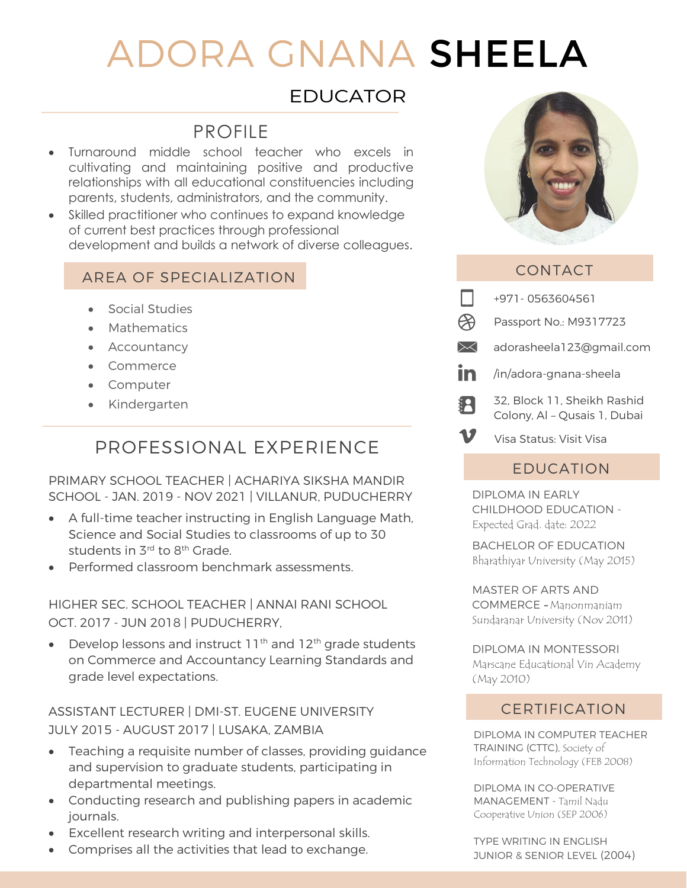# ADORA GNANA SHEELA

## EDUCATOR

## PROFILE

- Turnaround middle school teacher who excels in cultivating and maintaining positive and productive relationships with all educational constituencies including parents, students, administrators, and the community.
- Skilled practitioner who continues to expand knowledge of current best practices through professional development and builds a network of diverse colleagues.

## AREA OF SPECIALIZATION

- Social Studies
- Mathematics
- Accountancy
- Commerce
- Computer
- Kindergarten

## PROFESSIONAL EXPERIENCE

PRIMARY SCHOOL TEACHER | ACHARIYA SIKSHA MANDIR SCHOOL - JAN. 2019 - NOV 2021 | VILLANUR, PUDUCHERRY

- A full-time teacher instructing in English Language Math, Science and Social Studies to classrooms of up to 30 students in 3rd to 8th Grade.
- Performed classroom benchmark assessments.

HIGHER SEC. SCHOOL TEACHER | ANNAI RANI SCHOOL OCT. 2017 - JUN 2018 | PUDUCHERRY,

- Develop lessons and instruct 11th and 12th grade students on Commerce and Accountancy Learning Standards and grade level expectations.

ASSISTANT LECTURER | DMI-ST. EUGENE UNIVERSITY JULY 2015 - AUGUST 2017 | LUSAKA, ZAMBIA

- Teaching a requisite number of classes, providing guidance and supervision to graduate students, participating in departmental meetings.
- Conducting research and publishing papers in academic journals.
- Excellent research writing and interpersonal skills.
- Comprises all the activities that lead to exchange.

## CONTACT

- +971- 0563604561
- Passport No.: M9317723
- adorasheela123@gmail.com
- /in/adora-gnana-sheela
- 32, Block 11, Sheikh Rashid Colony, Al – Qusais 1, Dubai
- Visa Status: Visit Visa

## EDUCATION

DIPLOMA IN EARLY CHILDHOOD EDUCATION - Expected Grad. date: 2022

BACHELOR OF EDUCATION
Bharathiyar University (May 2015)

MASTER OF ARTS AND COMMERCE - Manonmaniam Sundaranar University (Nov 2011)

DIPLOMA IN MONTESSORI
Marscane Educational Vin Academy (May 2010)

## CERTIFICATION

DIPLOMA IN COMPUTER TEACHER TRAINING (CTTC), Society of Information Technology (FEB 2008)

DIPLOMA IN CO-OPERATIVE MANAGEMENT - Tamil Nadu Cooperative Union (SEP 2006)

TYPE WRITING IN ENGLISH JUNIOR & SENIOR LEVEL (2004)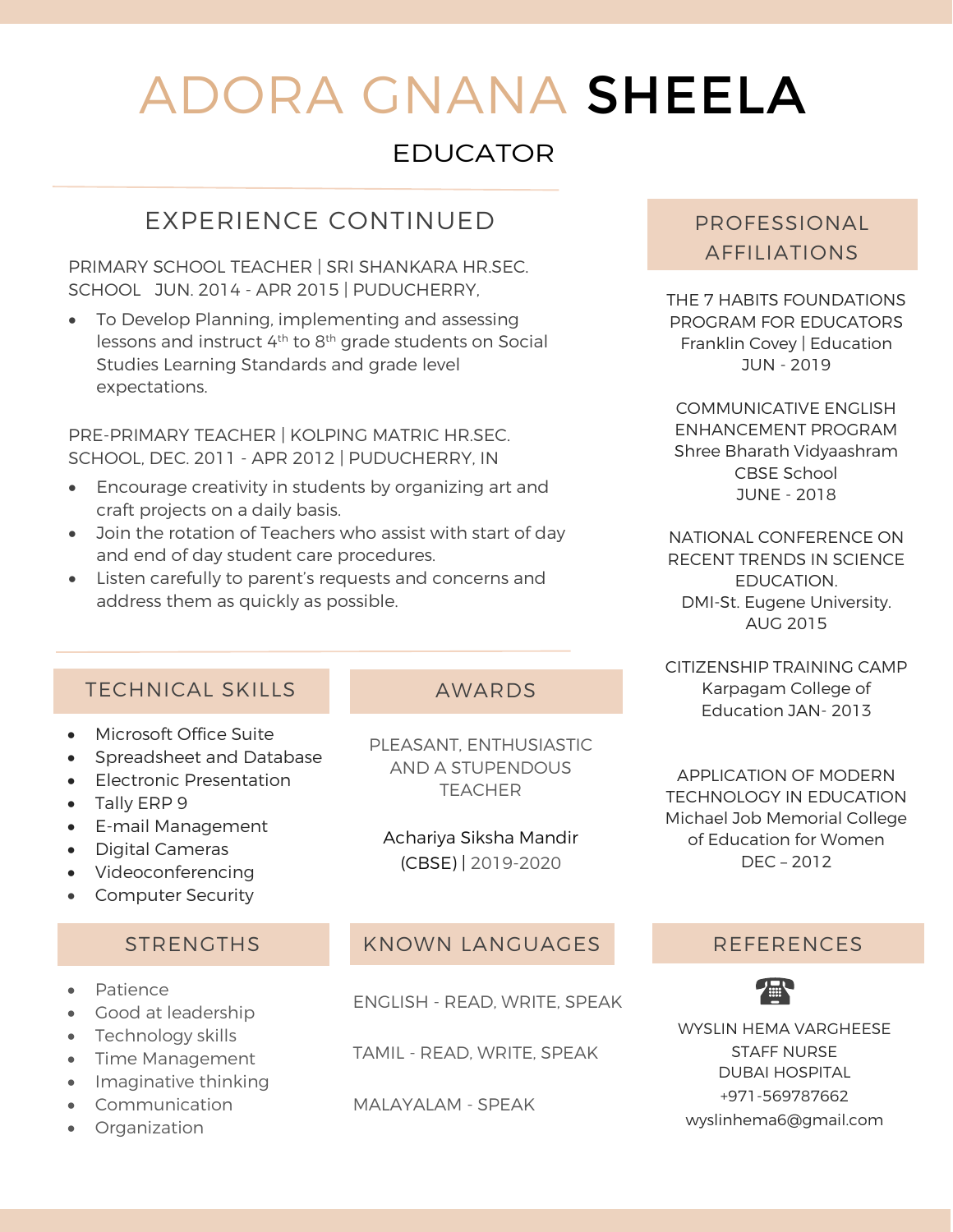# ADORA GNANA SHEELA

EDUCATOR

## EXPERIENCE CONTINUED

PRIMARY SCHOOL TEACHER | SRI SHANKARA HR.SEC. SCHOOL JUN. 2014 - APR 2015 | PUDUCHERRY,

- To Develop Planning, implementing and assessing lessons and instruct 4th to 8th grade students on Social Studies Learning Standards and grade level expectations.

PRE-PRIMARY TEACHER | KOLPING MATRIC HR.SEC. SCHOOL, DEC. 2011 - APR 2012 | PUDUCHERRY, IN

- Encourage creativity in students by organizing art and craft projects on a daily basis.
- Join the rotation of Teachers who assist with start of day and end of day student care procedures.
- Listen carefully to parent's requests and concerns and address them as quickly as possible.

## TECHNICAL SKILLS

- Microsoft Office Suite
- Spreadsheet and Database
- Electronic Presentation
- Tally ERP 9
- E-mail Management
- Digital Cameras
- Videoconferencing
- Computer Security

## AWARDS

PLEASANT, ENTHUSIASTIC AND A STUPENDOUS TEACHER

Achariya Siksha Mandir (CBSE) | 2019-2020

## PROFESSIONAL AFFILIATIONS

THE 7 HABITS FOUNDATIONS PROGRAM FOR EDUCATORS
Franklin Covey | Education
JUN - 2019

COMMUNICATIVE ENGLISH ENHANCEMENT PROGRAM
Shree Bharath Vidyaashram CBSE School
JUNE - 2018

NATIONAL CONFERENCE ON RECENT TRENDS IN SCIENCE EDUCATION.
DMI-St. Eugene University.
AUG 2015

CITIZENSHIP TRAINING CAMP
Karpagam College of Education JAN- 2013

APPLICATION OF MODERN TECHNOLOGY IN EDUCATION
Michael Job Memorial College of Education for Women
DEC – 2012

## STRENGTHS

- Patience
- Good at leadership
- Technology skills
- Time Management
- Imaginative thinking
- Communication
- Organization

## KNOWN LANGUAGES

ENGLISH - READ, WRITE, SPEAK

TAMIL - READ, WRITE, SPEAK

MALAYALAM - SPEAK

## REFERENCES

☎

WYSLIN HEMA VARGHEESE
STAFF NURSE
DUBAI HOSPITAL
+971-569787662
wyslinhema6@gmail.com